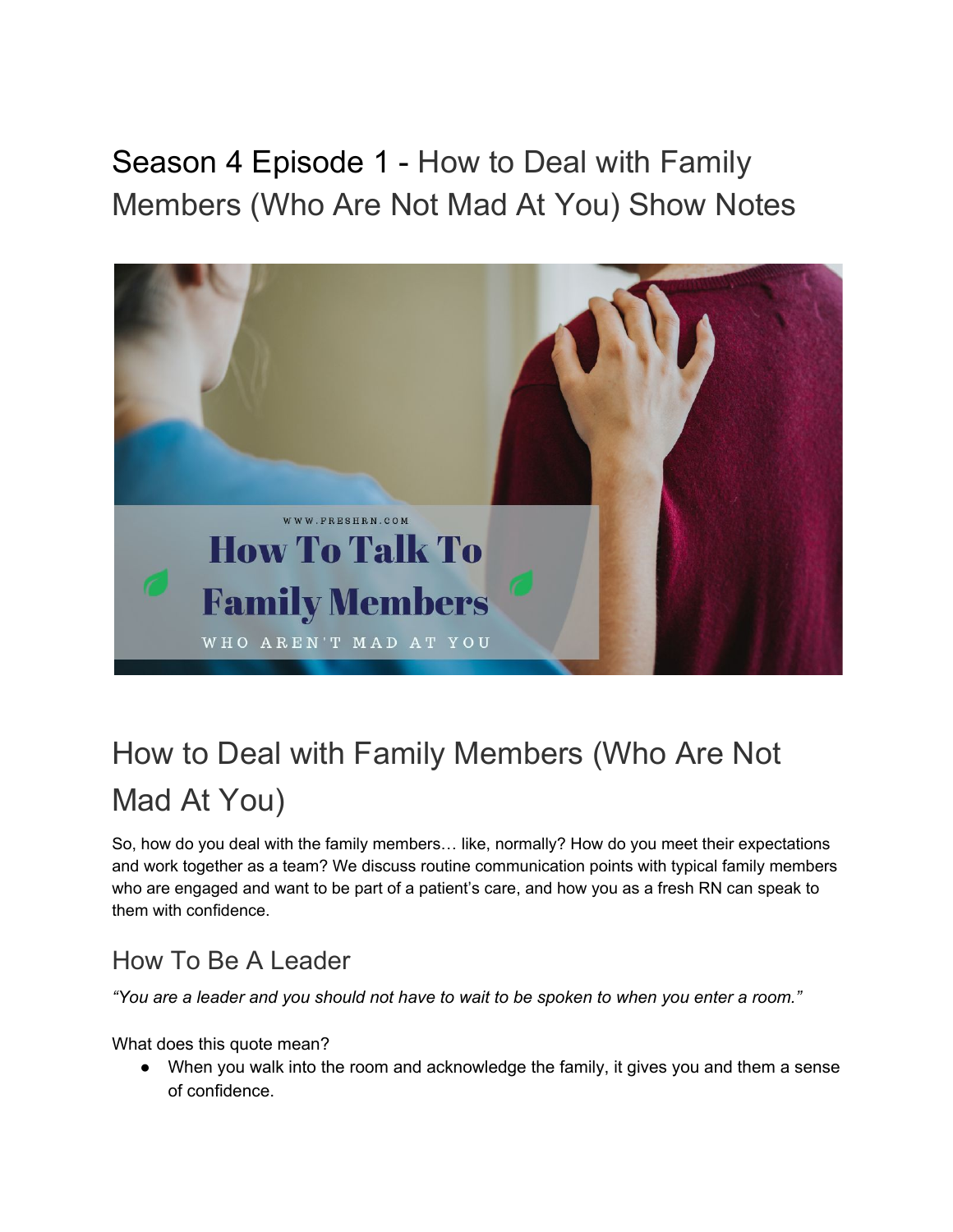# Season 4 Episode 1 - How to Deal with Family Members (Who Are Not Mad At You) Show Notes

## How to Deal with Family Members (Who Are Not Mad At You)

So, how do you deal with the family members… like, normally? How do you meet their expectations and work together as a team? We discuss routine communication points with typical family members who are engaged and want to be part of a patient's care, and how you as a fresh RN can speak to them with confidence.

### How To Be A Leader

*"You are a leader and you should not have to wait to be spoken to when you enter a room."*

What does this quote mean?

- When you walk into the room and acknowledge the family, it gives you and them a sense of confidence.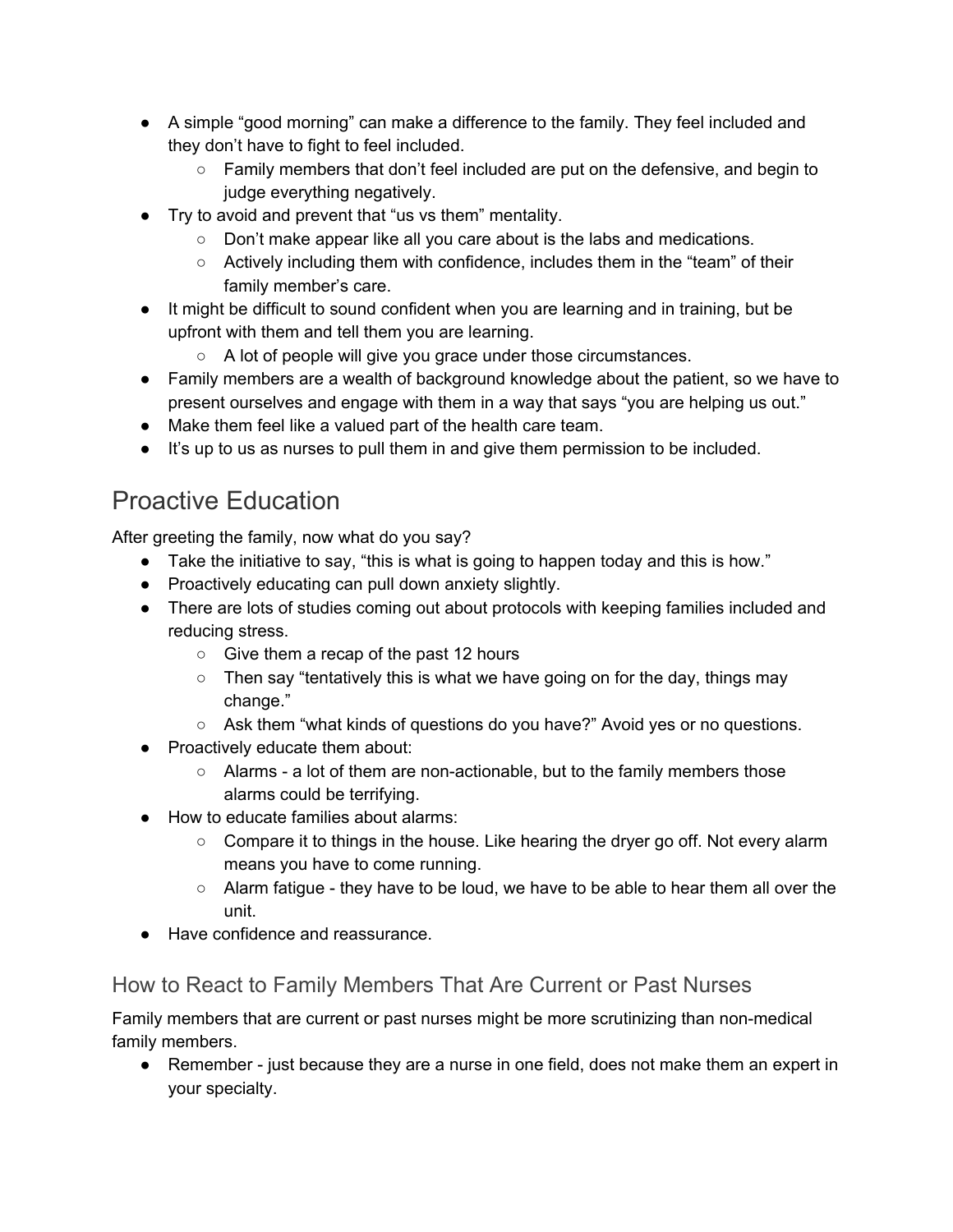- A simple "good morning" can make a difference to the family. They feel included and they don't have to fight to feel included.
    - Family members that don't feel included are put on the defensive, and begin to judge everything negatively.
- Try to avoid and prevent that "us vs them" mentality.
    - Don't make appear like all you care about is the labs and medications.
    - Actively including them with confidence, includes them in the "team" of their family member's care.
- It might be difficult to sound confident when you are learning and in training, but be upfront with them and tell them you are learning.
    - A lot of people will give you grace under those circumstances.
- Family members are a wealth of background knowledge about the patient, so we have to present ourselves and engage with them in a way that says "you are helping us out."
- Make them feel like a valued part of the health care team.
- It's up to us as nurses to pull them in and give them permission to be included.

## Proactive Education

After greeting the family, now what do you say?

- Take the initiative to say, "this is what is going to happen today and this is how."
- Proactively educating can pull down anxiety slightly.
- There are lots of studies coming out about protocols with keeping families included and reducing stress.
    - Give them a recap of the past 12 hours
    - Then say "tentatively this is what we have going on for the day, things may change."
    - Ask them "what kinds of questions do you have?" Avoid yes or no questions.
- Proactively educate them about:
    - Alarms - a lot of them are non-actionable, but to the family members those alarms could be terrifying.
- How to educate families about alarms:
    - Compare it to things in the house. Like hearing the dryer go off. Not every alarm means you have to come running.
    - Alarm fatigue - they have to be loud, we have to be able to hear them all over the unit.
- Have confidence and reassurance.

### How to React to Family Members That Are Current or Past Nurses

Family members that are current or past nurses might be more scrutinizing than non-medical family members.

- Remember - just because they are a nurse in one field, does not make them an expert in your specialty.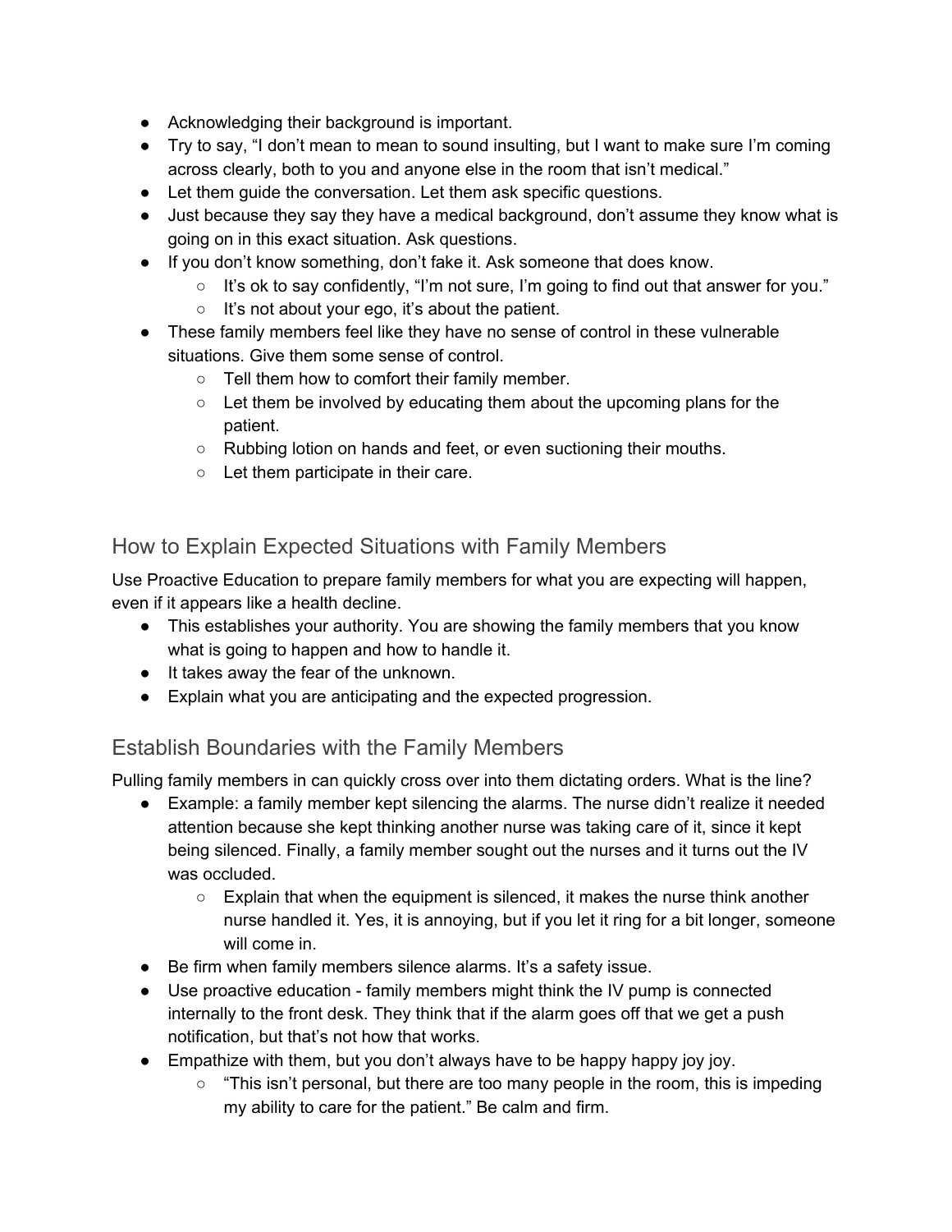- Acknowledging their background is important.
- Try to say, "I don't mean to mean to sound insulting, but I want to make sure I'm coming across clearly, both to you and anyone else in the room that isn't medical."
- Let them guide the conversation. Let them ask specific questions.
- Just because they say they have a medical background, don't assume they know what is going on in this exact situation. Ask questions.
- If you don't know something, don't fake it. Ask someone that does know.
    - It's ok to say confidently, "I'm not sure, I'm going to find out that answer for you."
    - It's not about your ego, it's about the patient.
- These family members feel like they have no sense of control in these vulnerable situations. Give them some sense of control.
    - Tell them how to comfort their family member.
    - Let them be involved by educating them about the upcoming plans for the patient.
    - Rubbing lotion on hands and feet, or even suctioning their mouths.
    - Let them participate in their care.

## How to Explain Expected Situations with Family Members

Use Proactive Education to prepare family members for what you are expecting will happen, even if it appears like a health decline.

- This establishes your authority. You are showing the family members that you know what is going to happen and how to handle it.
- It takes away the fear of the unknown.
- Explain what you are anticipating and the expected progression.

## Establish Boundaries with the Family Members

Pulling family members in can quickly cross over into them dictating orders. What is the line?

- Example: a family member kept silencing the alarms. The nurse didn't realize it needed attention because she kept thinking another nurse was taking care of it, since it kept being silenced. Finally, a family member sought out the nurses and it turns out the IV was occluded.
    - Explain that when the equipment is silenced, it makes the nurse think another nurse handled it. Yes, it is annoying, but if you let it ring for a bit longer, someone will come in.
- Be firm when family members silence alarms. It's a safety issue.
- Use proactive education - family members might think the IV pump is connected internally to the front desk. They think that if the alarm goes off that we get a push notification, but that's not how that works.
- Empathize with them, but you don't always have to be happy happy joy joy.
    - "This isn't personal, but there are too many people in the room, this is impeding my ability to care for the patient." Be calm and firm.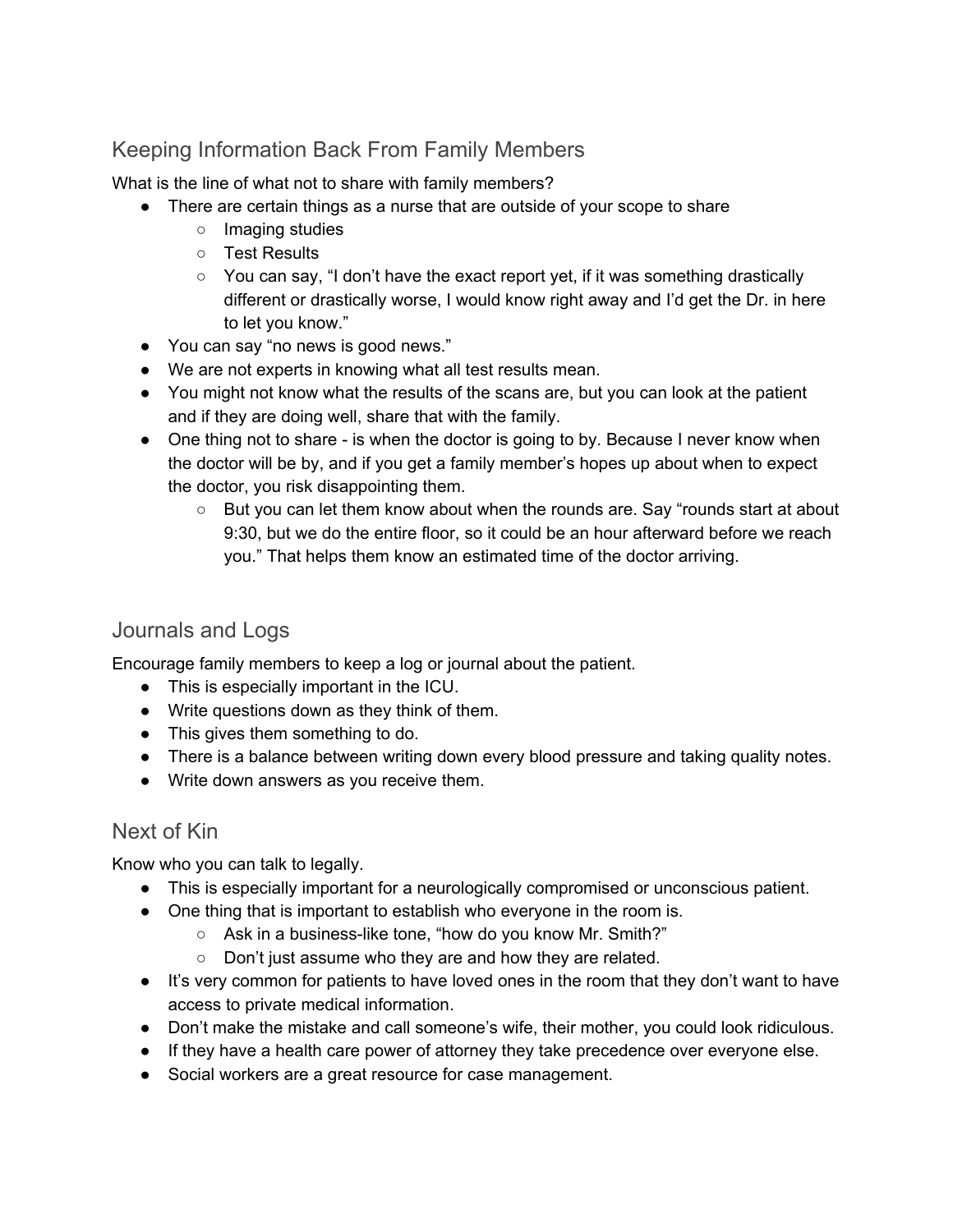## Keeping Information Back From Family Members

What is the line of what not to share with family members?

- There are certain things as a nurse that are outside of your scope to share
    - Imaging studies
    - Test Results
    - You can say, “I don’t have the exact report yet, if it was something drastically different or drastically worse, I would know right away and I’d get the Dr. in here to let you know.”
- You can say “no news is good news.”
- We are not experts in knowing what all test results mean.
- You might not know what the results of the scans are, but you can look at the patient and if they are doing well, share that with the family.
- One thing not to share - is when the doctor is going to by. Because I never know when the doctor will be by, and if you get a family member’s hopes up about when to expect the doctor, you risk disappointing them.
    - But you can let them know about when the rounds are. Say “rounds start at about 9:30, but we do the entire floor, so it could be an hour afterward before we reach you.” That helps them know an estimated time of the doctor arriving.

## Journals and Logs

Encourage family members to keep a log or journal about the patient.

- This is especially important in the ICU.
- Write questions down as they think of them.
- This gives them something to do.
- There is a balance between writing down every blood pressure and taking quality notes.
- Write down answers as you receive them.

## Next of Kin

Know who you can talk to legally.

- This is especially important for a neurologically compromised or unconscious patient.
- One thing that is important to establish who everyone in the room is.
    - Ask in a business-like tone, “how do you know Mr. Smith?”
    - Don’t just assume who they are and how they are related.
- It’s very common for patients to have loved ones in the room that they don’t want to have access to private medical information.
- Don’t make the mistake and call someone’s wife, their mother, you could look ridiculous.
- If they have a health care power of attorney they take precedence over everyone else.
- Social workers are a great resource for case management.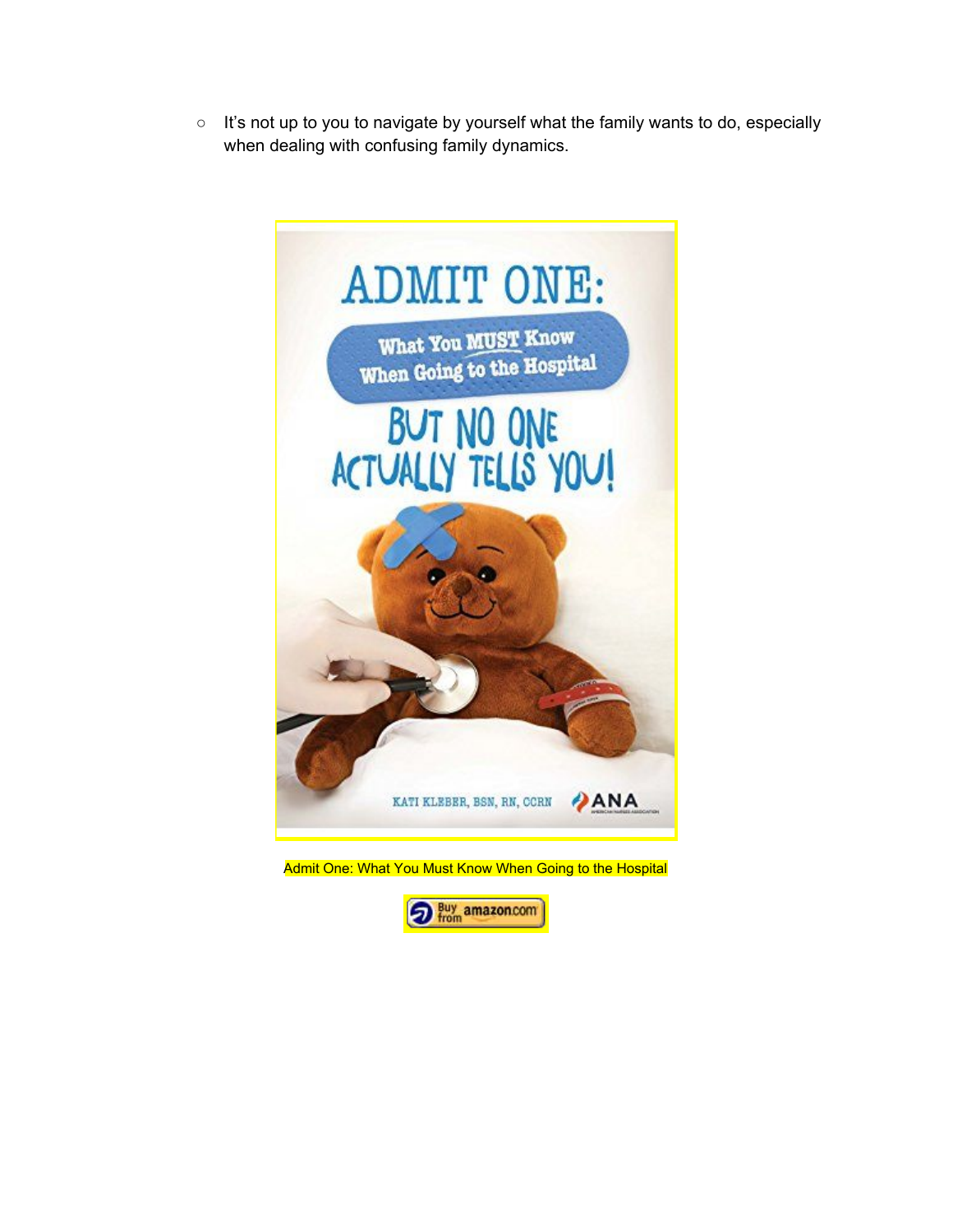- It's not up to you to navigate by yourself what the family wants to do, especially when dealing with confusing family dynamics.

Admit One: What You Must Know When Going to the Hospital